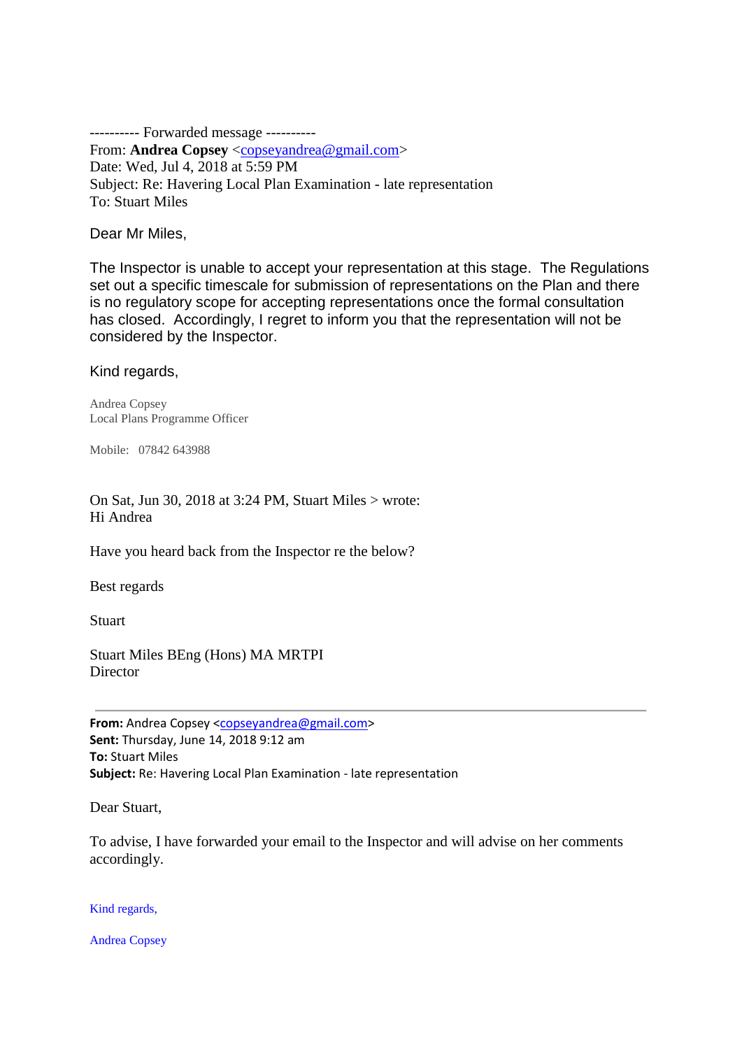---------- Forwarded message ----------
From: **Andrea Copsey** <copseyandrea@gmail.com>
Date: Wed, Jul 4, 2018 at 5:59 PM
Subject: Re: Havering Local Plan Examination - late representation
To: Stuart Miles

Dear Mr Miles,

The Inspector is unable to accept your representation at this stage. The Regulations set out a specific timescale for submission of representations on the Plan and there is no regulatory scope for accepting representations once the formal consultation has closed. Accordingly, I regret to inform you that the representation will not be considered by the Inspector.

Kind regards,

Andrea Copsey
Local Plans Programme Officer

Mobile: 07842 643988

On Sat, Jun 30, 2018 at 3:24 PM, Stuart Miles > wrote:
Hi Andrea

Have you heard back from the Inspector re the below?

Best regards

Stuart

Stuart Miles BEng (Hons) MA MRTPI
Director

---

**From:** Andrea Copsey <copseyandrea@gmail.com>
**Sent:** Thursday, June 14, 2018 9:12 am
**To:** Stuart Miles
**Subject:** Re: Havering Local Plan Examination - late representation

Dear Stuart,

To advise, I have forwarded your email to the Inspector and will advise on her comments accordingly.

Kind regards,

Andrea Copsey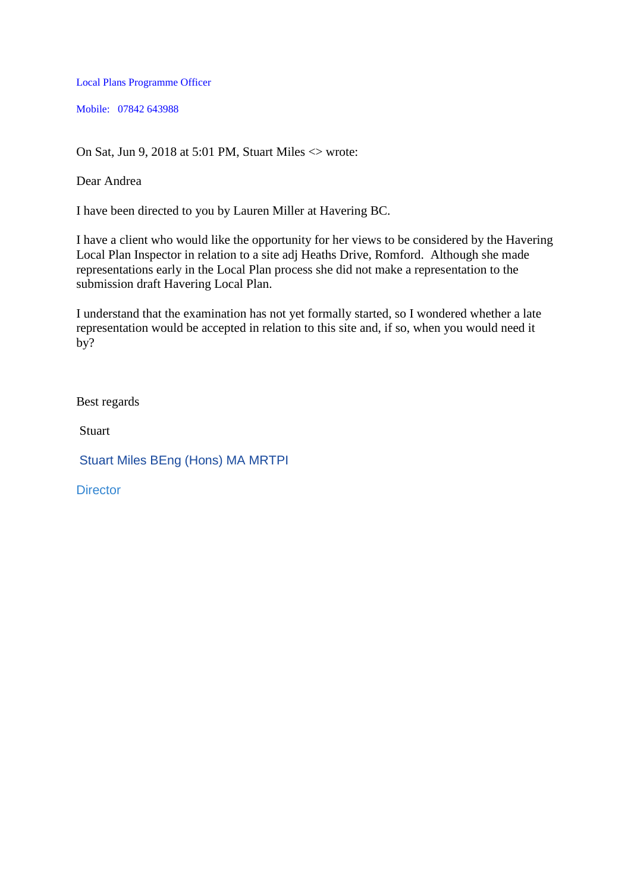Local Plans Programme Officer

Mobile: 07842 643988

On Sat, Jun 9, 2018 at 5:01 PM, Stuart Miles <> wrote:

Dear Andrea

I have been directed to you by Lauren Miller at Havering BC.

I have a client who would like the opportunity for her views to be considered by the Havering Local Plan Inspector in relation to a site adj Heaths Drive, Romford. Although she made representations early in the Local Plan process she did not make a representation to the submission draft Havering Local Plan.

I understand that the examination has not yet formally started, so I wondered whether a late representation would be accepted in relation to this site and, if so, when you would need it by?

Best regards

Stuart

Stuart Miles BEng (Hons) MA MRTPI

Director